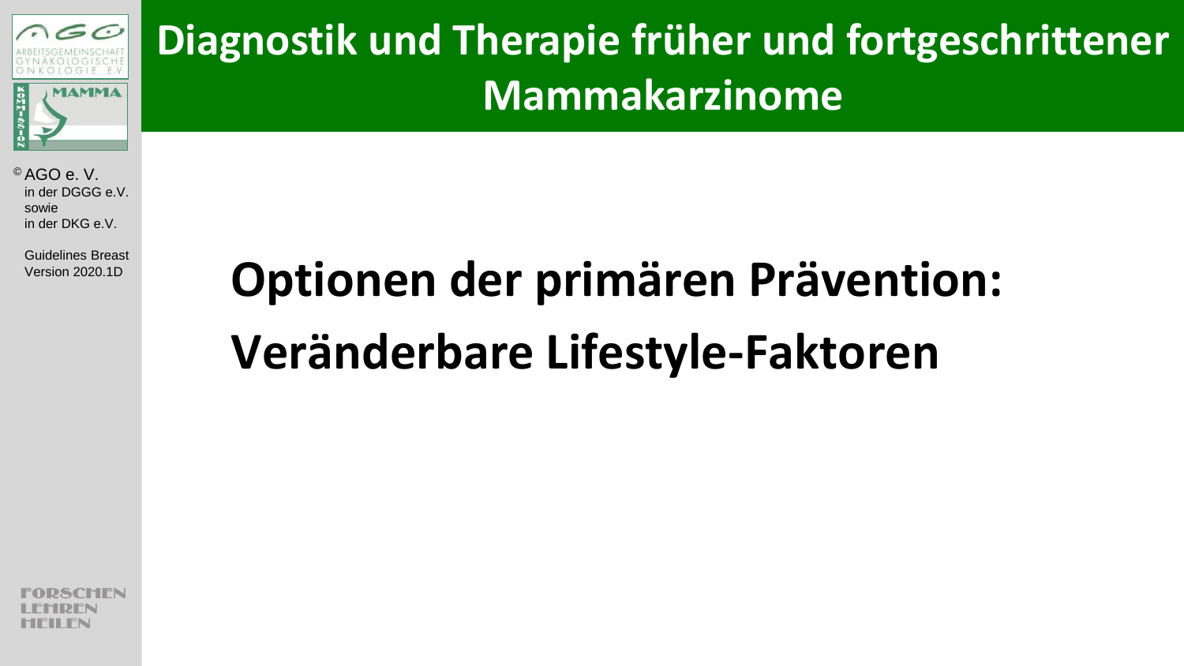# Diagnostik und Therapie früher und fortgeschrittener Mammakarzinome

© AGO e. V.
in der DGGG e.V.
sowie
in der DKG e.V.

Guidelines Breast
Version 2020.1D

## Optionen der primären Prävention: Veränderbare Lifestyle-Faktoren

FORSCHEN
LEHREN
HEILEN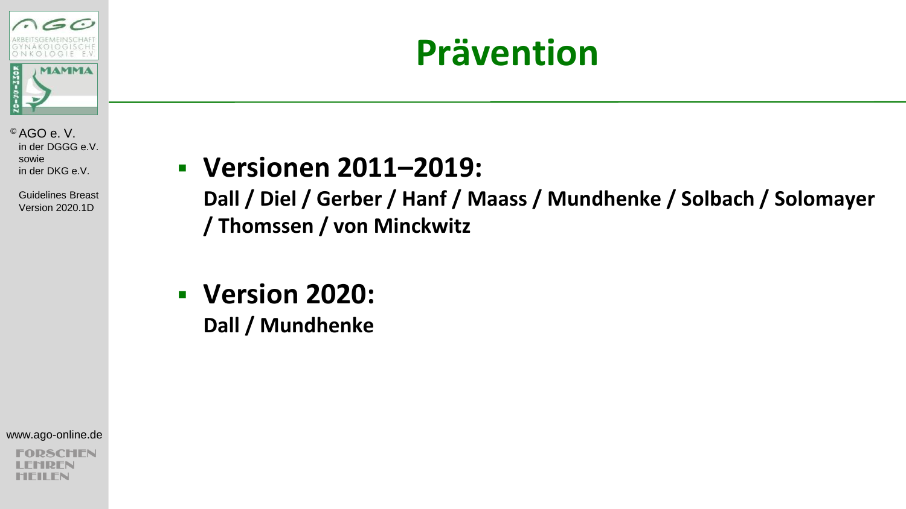# Prävention

- **Versionen 2011–2019:**
  **Dall / Diel / Gerber / Hanf / Maass / Mundhenke / Solbach / Solomayer / Thomssen / von Minckwitz**

- **Version 2020:**
  **Dall / Mundhenke**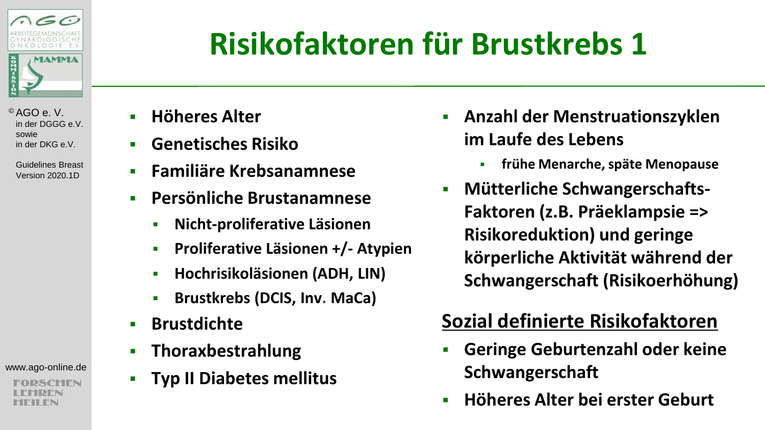# Risikofaktoren für Brustkrebs 1

- **Höheres Alter**
- **Genetisches Risiko**
- **Familiäre Krebsanamnese**
- **Persönliche Brustanamnese**
  - **Nicht-proliferative Läsionen**
  - **Proliferative Läsionen +/- Atypien**
  - **Hochrisikoläsionen (ADH, LIN)**
  - **Brustkrebs (DCIS, Inv. MaCa)**
- **Brustdichte**
- **Thoraxbestrahlung**
- **Typ II Diabetes mellitus**
- **Anzahl der Menstruationszyklen im Laufe des Lebens**
  - **frühe Menarche, späte Menopause**
- **Mütterliche Schwangerschafts-Faktoren (z.B. Präeklampsie => Risikoreduktion) und geringe körperliche Aktivität während der Schwangerschaft (Risikoerhöhung)**

## Sozial definierte Risikofaktoren

- **Geringe Geburtenzahl oder keine Schwangerschaft**
- **Höheres Alter bei erster Geburt**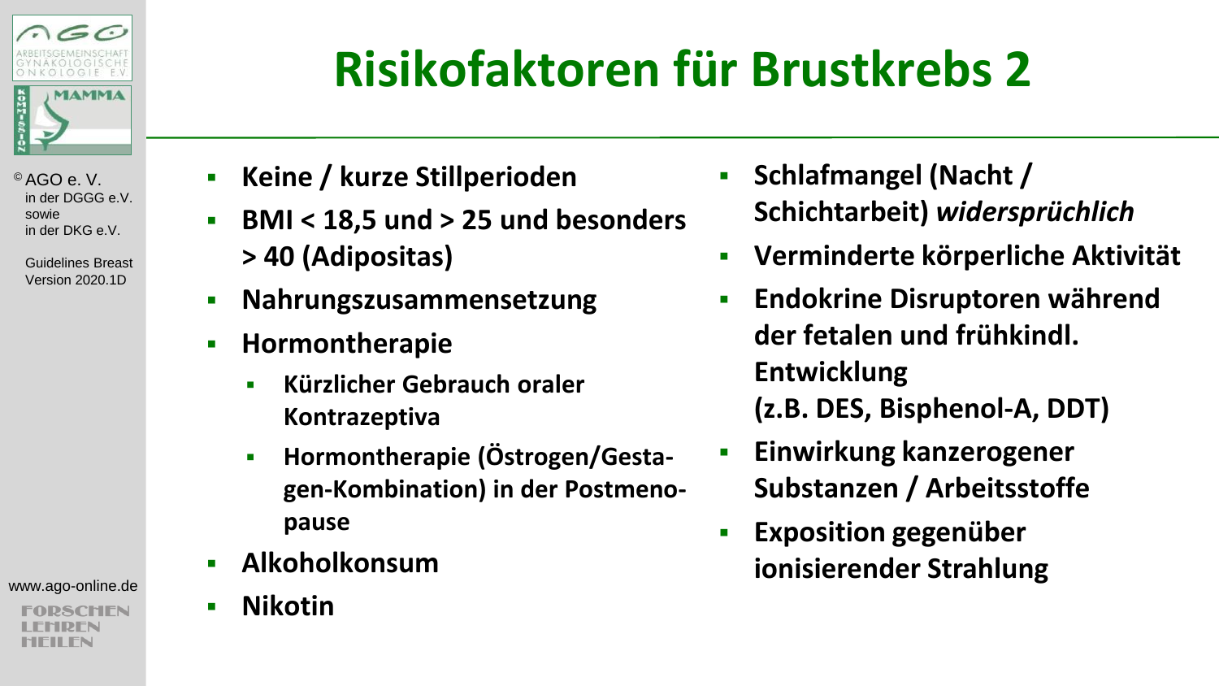# Risikofaktoren für Brustkrebs 2

- Keine / kurze Stillperioden
- BMI < 18,5 und > 25 und besonders > 40 (Adipositas)
- Nahrungszusammensetzung
- Hormontherapie
  - Kürzlicher Gebrauch oraler Kontrazeptiva
  - Hormontherapie (Östrogen/Gestagen-Kombination) in der Postmenopause
- Alkoholkonsum
- Nikotin
- Schlafmangel (Nacht / Schichtarbeit) *widersprüchlich*
- Verminderte körperliche Aktivität
- Endokrine Disruptoren während der fetalen und frühkindl. Entwicklung (z.B. DES, Bisphenol-A, DDT)
- Einwirkung kanzerogener Substanzen / Arbeitsstoffe
- Exposition gegenüber ionisierender Strahlung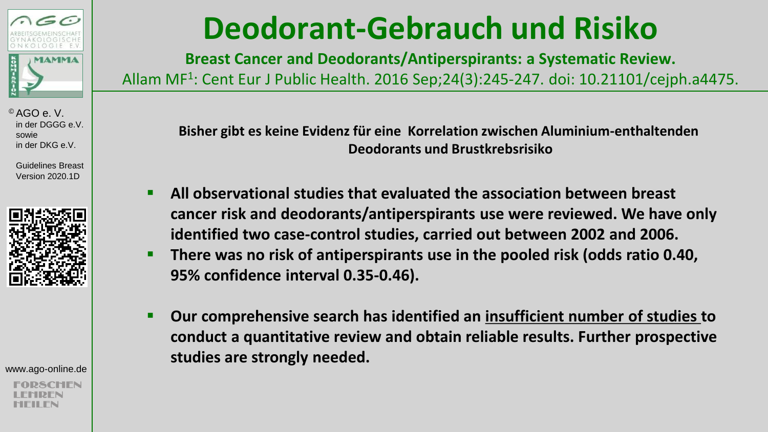# Deodorant-Gebrauch und Risiko

**Breast Cancer and Deodorants/Antiperspirants: a Systematic Review.**

Allam MF[1]: Cent Eur J Public Health. 2016 Sep;24(3):245-247. doi: 10.21101/cejph.a4475.

**Bisher gibt es keine Evidenz für eine Korrelation zwischen Aluminium-enthaltenden Deodorants und Brustkrebsrisiko**

- **All observational studies that evaluated the association between breast cancer risk and deodorants/antiperspirants use were reviewed. We have only identified two case-control studies, carried out between 2002 and 2006.**
- **There was no risk of antiperspirants use in the pooled risk (odds ratio 0.40, 95% confidence interval 0.35-0.46).**
- **Our comprehensive search has identified an insufficient number of studies to conduct a quantitative review and obtain reliable results. Further prospective studies are strongly needed.**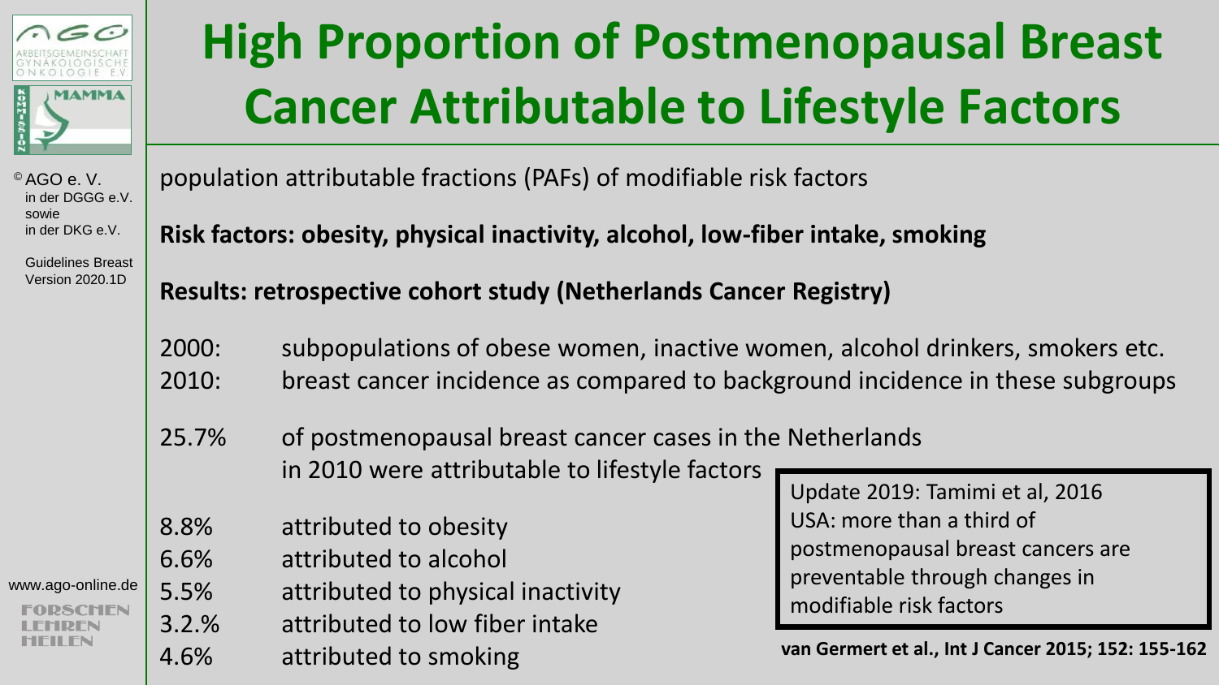# High Proportion of Postmenopausal Breast Cancer Attributable to Lifestyle Factors

population attributable fractions (PAFs) of modifiable risk factors

**Risk factors: obesity, physical inactivity, alcohol, low-fiber intake, smoking**

**Results: retrospective cohort study (Netherlands Cancer Registry)**

2000: subpopulations of obese women, inactive women, alcohol drinkers, smokers etc.
2010: breast cancer incidence as compared to background incidence in these subgroups

25.7% of postmenopausal breast cancer cases in the Netherlands in 2010 were attributable to lifestyle factors

- 8.8% attributed to obesity
- 6.6% attributed to alcohol
- 5.5% attributed to physical inactivity
- 3.2.% attributed to low fiber intake
- 4.6% attributed to smoking

Update 2019: Tamimi et al, 2016 USA: more than a third of postmenopausal breast cancers are preventable through changes in modifiable risk factors

**van Germert et al., Int J Cancer 2015; 152: 155-162**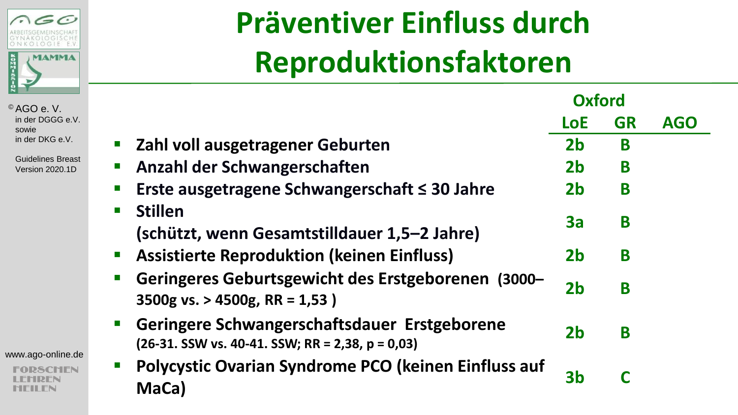# Präventiver Einfluss durch Reproduktionsfaktoren

| | Oxford LoE | Oxford GR | AGO |
|---|---|---|---|
| Zahl voll ausgetragener Geburten | 2b | B | |
| Anzahl der Schwangerschaften | 2b | B | |
| Erste ausgetragene Schwangerschaft ≤ 30 Jahre | 2b | B | |
| Stillen (schützt, wenn Gesamtstilldauer 1,5–2 Jahre) | 3a | B | |
| Assistierte Reproduktion (keinen Einfluss) | 2b | B | |
| Geringeres Geburtsgewicht des Erstgeborenen (3000–3500g vs. > 4500g, RR = 1,53 ) | 2b | B | |
| Geringere Schwangerschaftsdauer Erstgeborene (26-31. SSW vs. 40-41. SSW; RR = 2,38, p = 0,03) | 2b | B | |
| Polycystic Ovarian Syndrome PCO (keinen Einfluss auf MaCa) | 3b | C | |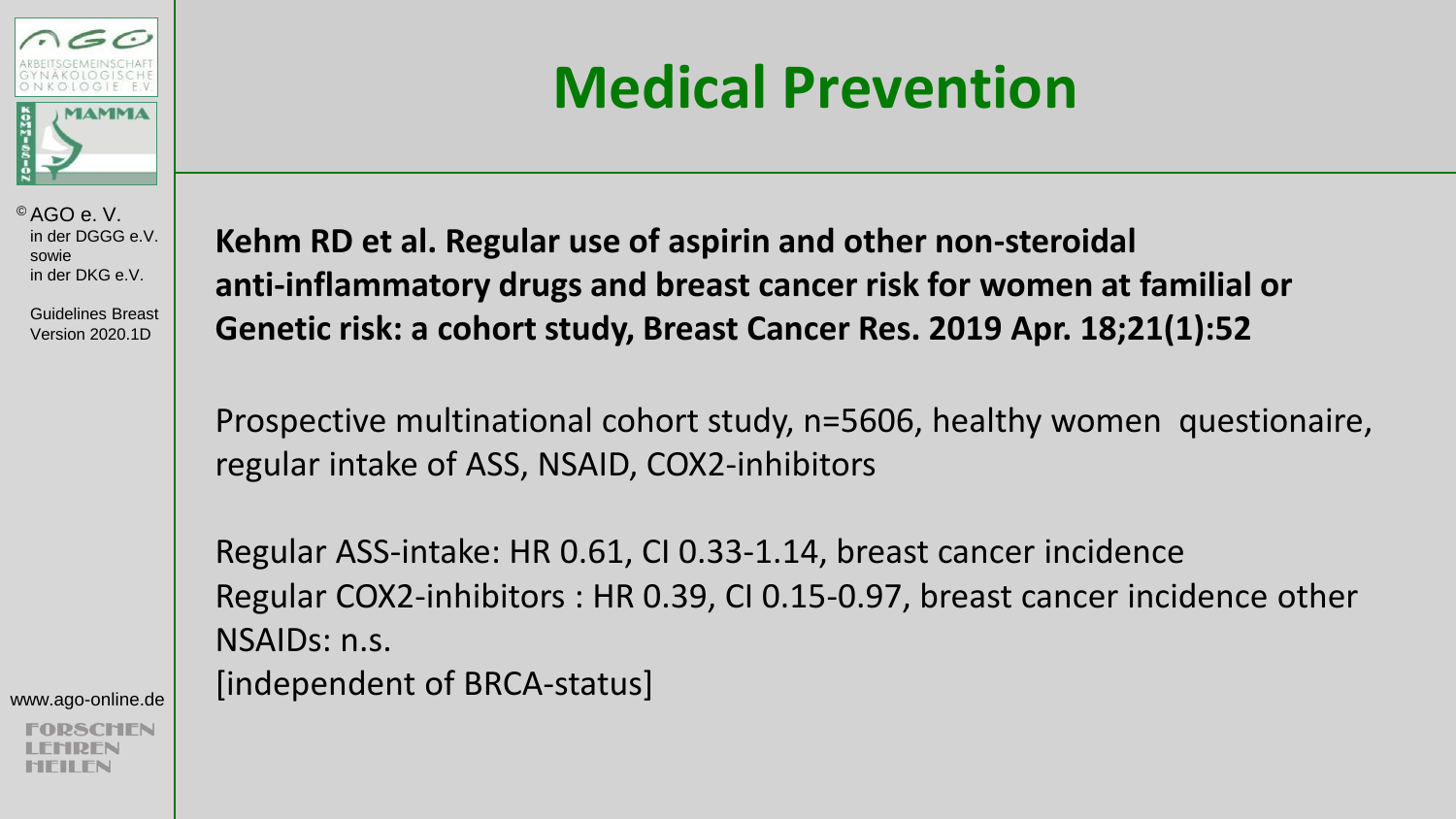# Medical Prevention

**Kehm RD et al. Regular use of aspirin and other non-steroidal anti-inflammatory drugs and breast cancer risk for women at familial or Genetic risk: a cohort study, Breast Cancer Res. 2019 Apr. 18;21(1):52**

Prospective multinational cohort study, n=5606, healthy women questionaire, regular intake of ASS, NSAID, COX2-inhibitors

Regular ASS-intake: HR 0.61, CI 0.33-1.14, breast cancer incidence
Regular COX2-inhibitors : HR 0.39, CI 0.15-0.97, breast cancer incidence other NSAIDs: n.s.
[independent of BRCA-status]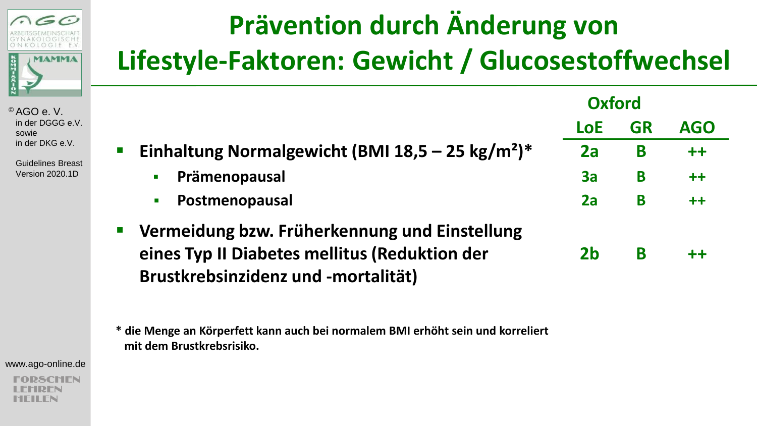# Prävention durch Änderung von Lifestyle-Faktoren: Gewicht / Glucosestoffwechsel

| | Oxford LoE | GR | AGO |
|---|---|---|---|
| **Einhaltung Normalgewicht (BMI 18,5 – 25 kg/m²)*** | 2a | B | ++ |
| – **Prämenopausal** | 3a | B | ++ |
| – **Postmenopausal** | 2a | B | ++ |
| **Vermeidung bzw. Früherkennung und Einstellung eines Typ II Diabetes mellitus (Reduktion der Brustkrebsinzidenz und -mortalität)** | 2b | B | ++ |

**\* die Menge an Körperfett kann auch bei normalem BMI erhöht sein und korreliert mit dem Brustkrebsrisiko.**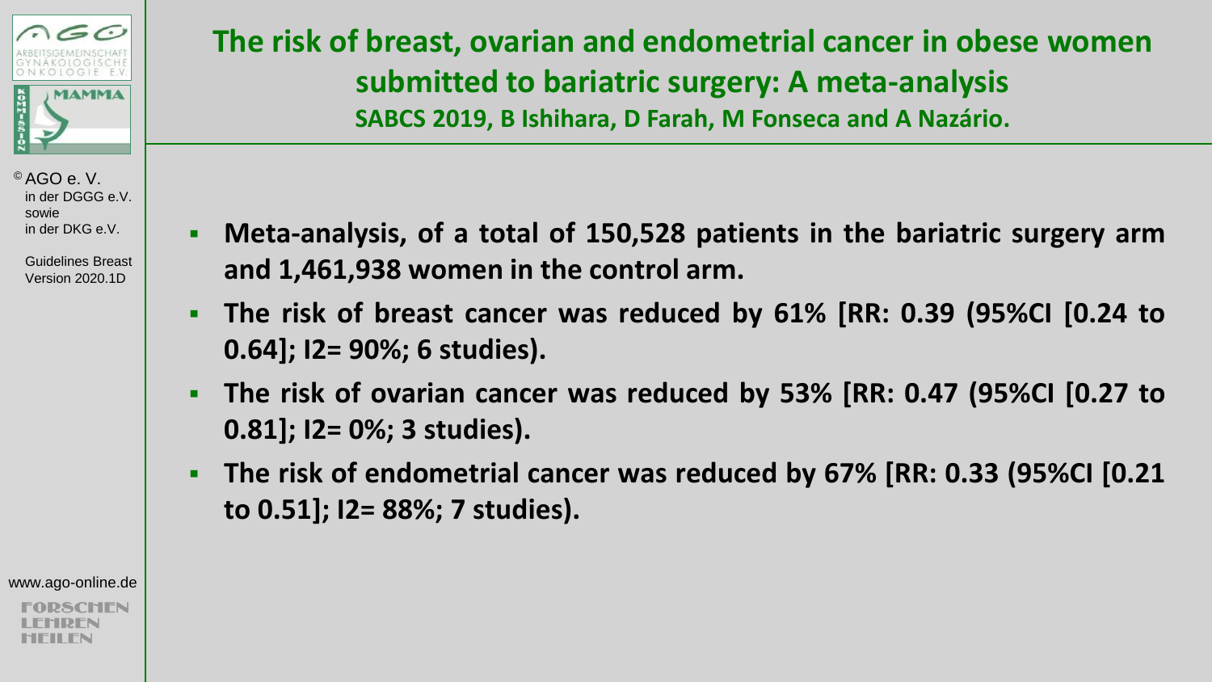# The risk of breast, ovarian and endometrial cancer in obese women submitted to bariatric surgery: A meta-analysis

**SABCS 2019, B Ishihara, D Farah, M Fonseca and A Nazário.**

- **Meta-analysis, of a total of 150,528 patients in the bariatric surgery arm and 1,461,938 women in the control arm.**
- **The risk of breast cancer was reduced by 61% [RR: 0.39 (95%CI [0.24 to 0.64]; I2= 90%; 6 studies).**
- **The risk of ovarian cancer was reduced by 53% [RR: 0.47 (95%CI [0.27 to 0.81]; I2= 0%; 3 studies).**
- **The risk of endometrial cancer was reduced by 67% [RR: 0.33 (95%CI [0.21 to 0.51]; I2= 88%; 7 studies).**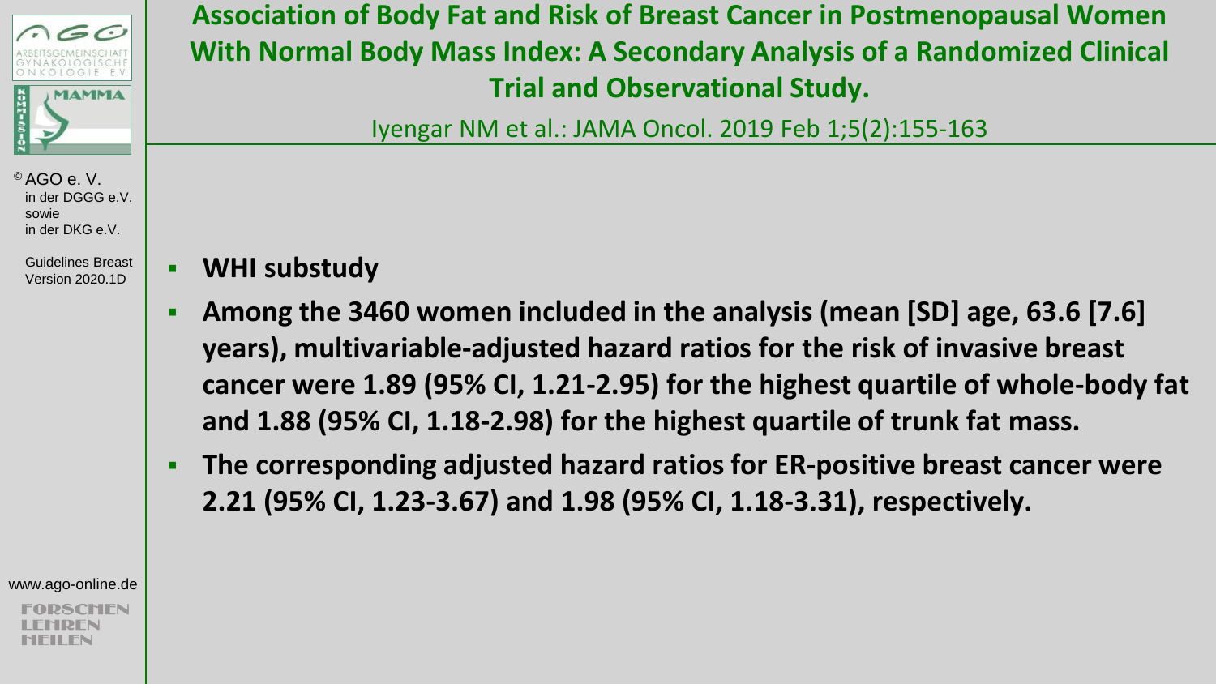# Association of Body Fat and Risk of Breast Cancer in Postmenopausal Women With Normal Body Mass Index: A Secondary Analysis of a Randomized Clinical Trial and Observational Study.

Iyengar NM et al.: JAMA Oncol. 2019 Feb 1;5(2):155-163

- **WHI substudy**
- **Among the 3460 women included in the analysis (mean [SD] age, 63.6 [7.6] years), multivariable-adjusted hazard ratios for the risk of invasive breast cancer were 1.89 (95% CI, 1.21-2.95) for the highest quartile of whole-body fat and 1.88 (95% CI, 1.18-2.98) for the highest quartile of trunk fat mass.**
- **The corresponding adjusted hazard ratios for ER-positive breast cancer were 2.21 (95% CI, 1.23-3.67) and 1.98 (95% CI, 1.18-3.31), respectively.**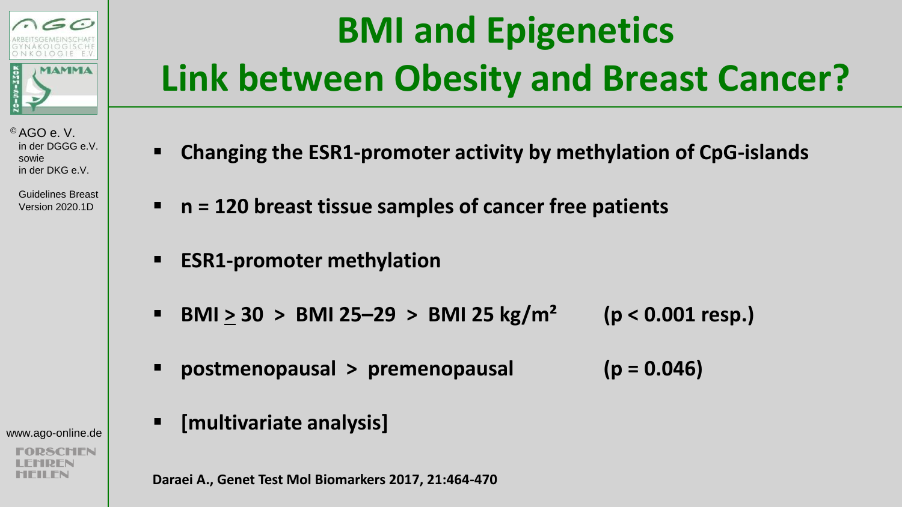# BMI and Epigenetics
# Link between Obesity and Breast Cancer?

- **Changing the ESR1-promoter activity by methylation of CpG-islands**
- **n = 120 breast tissue samples of cancer free patients**
- **ESR1-promoter methylation**
- **BMI ≥ 30 > BMI 25–29 > BMI 25 kg/m²** **($p < 0.001$ resp.)**
- **postmenopausal > premenopausal** **($p = 0.046$)**
- **[multivariate analysis]**

**Daraei A., Genet Test Mol Biomarkers 2017, 21:464-470**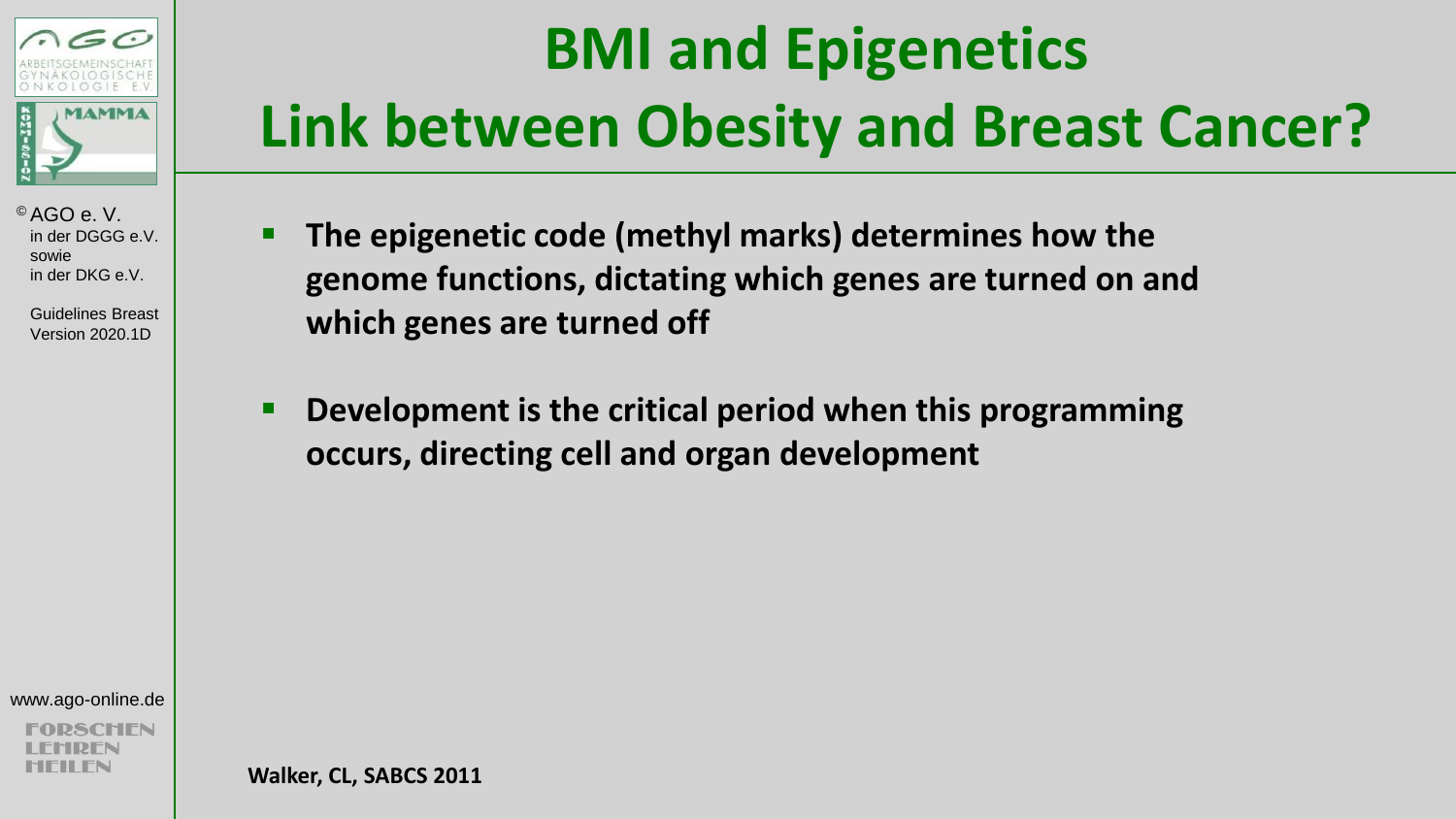# BMI and Epigenetics
# Link between Obesity and Breast Cancer?

- **The epigenetic code (methyl marks) determines how the genome functions, dictating which genes are turned on and which genes are turned off**
- **Development is the critical period when this programming occurs, directing cell and organ development**

**Walker, CL, SABCS 2011**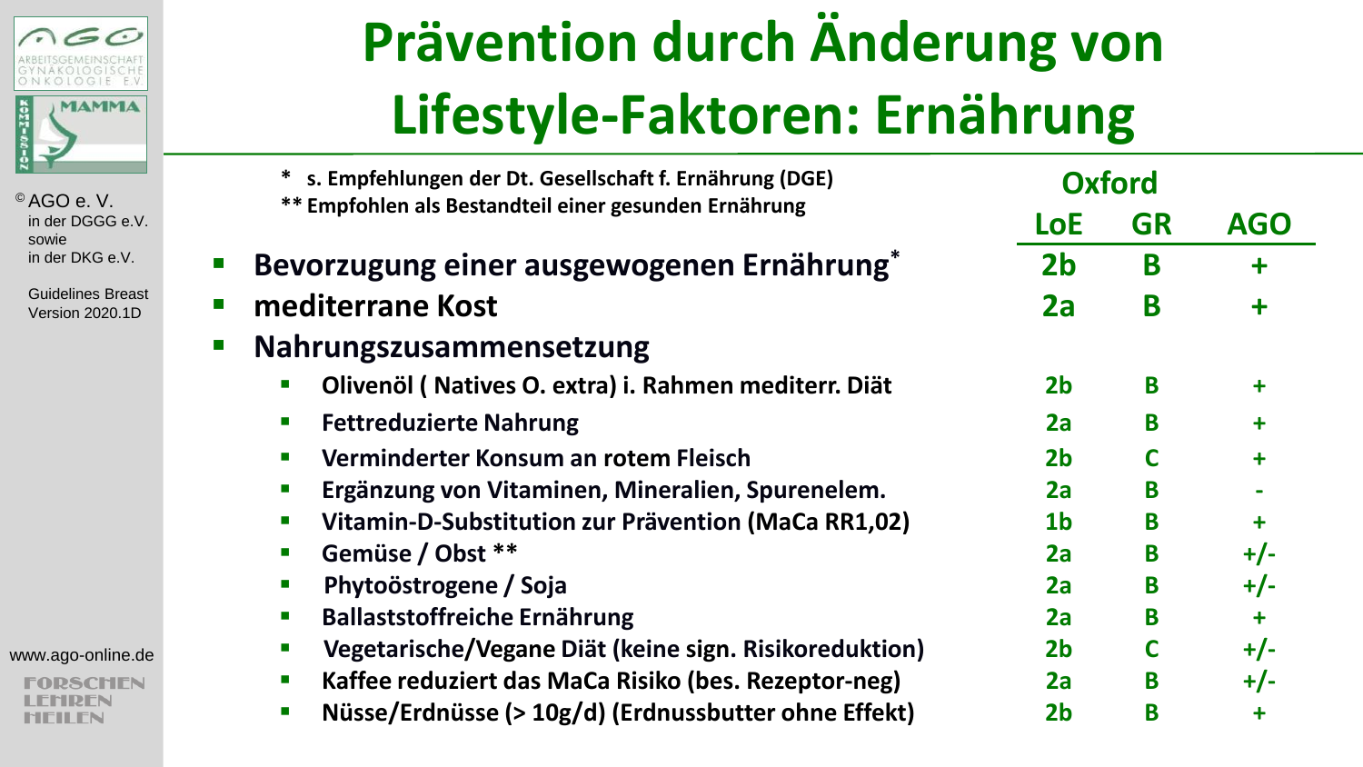# Prävention durch Änderung von Lifestyle-Faktoren: Ernährung

* s. Empfehlungen der Dt. Gesellschaft f. Ernährung (DGE)
** Empfohlen als Bestandteil einer gesunden Ernährung

| | Oxford | | |
|---|---|---|---|
| | LoE | GR | AGO |
| Bevorzugung einer ausgewogenen Ernährung* | 2b | B | + |
| mediterrane Kost | 2a | B | + |
| Nahrungszusammensetzung | | | |
| Olivenöl ( Natives O. extra) i. Rahmen mediterr. Diät | 2b | B | + |
| Fettreduzierte Nahrung | 2a | B | + |
| Verminderter Konsum an rotem Fleisch | 2b | C | + |
| Ergänzung von Vitaminen, Mineralien, Spurenelem. | 2a | B | - |
| Vitamin-D-Substitution zur Prävention (MaCa RR1,02) | 1b | B | + |
| Gemüse / Obst ** | 2a | B | +/- |
| Phytoöstrogene / Soja | 2a | B | +/- |
| Ballaststoffreiche Ernährung | 2a | B | + |
| Vegetarische/Vegane Diät (keine sign. Risikoreduktion) | 2b | C | +/- |
| Kaffee reduziert das MaCa Risiko (bes. Rezeptor-neg) | 2a | B | +/- |
| Nüsse/Erdnüsse (> 10g/d) (Erdnussbutter ohne Effekt) | 2b | B | + |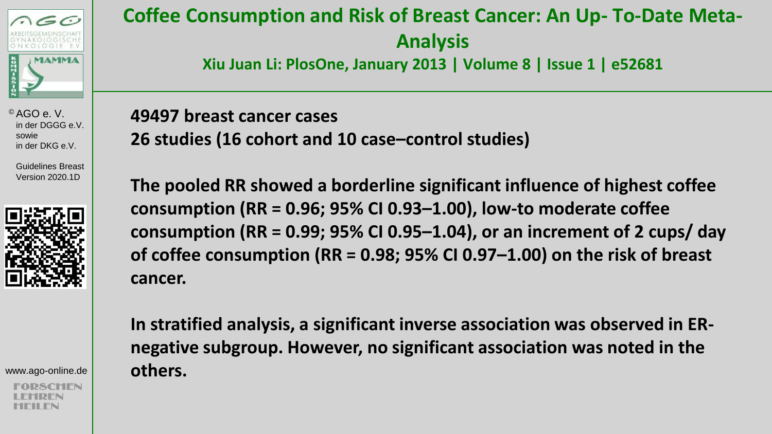# Coffee Consumption and Risk of Breast Cancer: An Up- To-Date Meta-Analysis

**Xiu Juan Li: PlosOne, January 2013 | Volume 8 | Issue 1 | e52681**

**49497 breast cancer cases**

**26 studies (16 cohort and 10 case–control studies)**

**The pooled RR showed a borderline significant influence of highest coffee consumption (RR = 0.96; 95% CI 0.93–1.00), low-to moderate coffee consumption (RR = 0.99; 95% CI 0.95–1.04), or an increment of 2 cups/ day of coffee consumption (RR = 0.98; 95% CI 0.97–1.00) on the risk of breast cancer.**

**In stratified analysis, a significant inverse association was observed in ER-negative subgroup. However, no significant association was noted in the others.**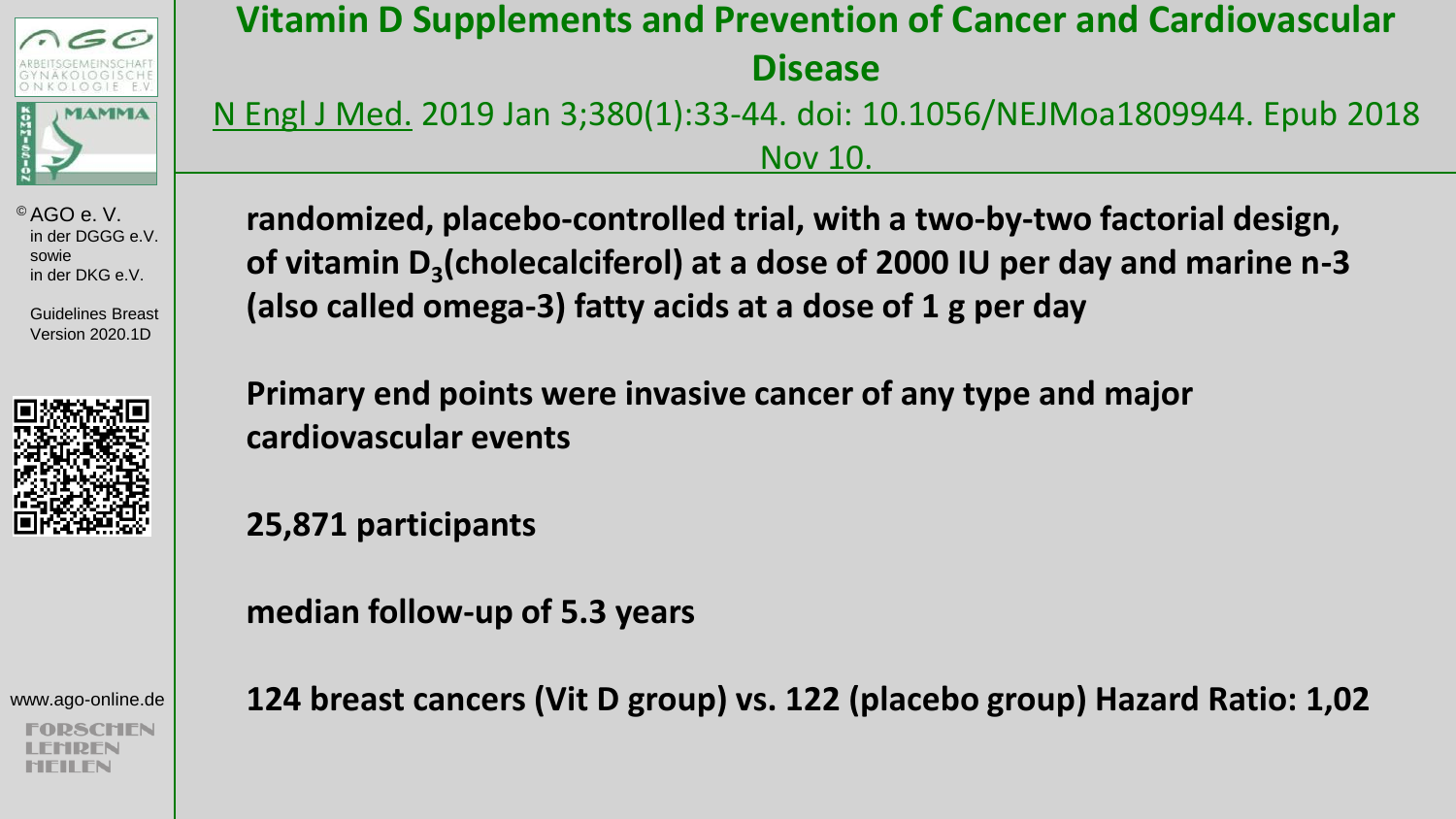# Vitamin D Supplements and Prevention of Cancer and Cardiovascular Disease

N Engl J Med. 2019 Jan 3;380(1):33-44. doi: 10.1056/NEJMoa1809944. Epub 2018 Nov 10.

**randomized, placebo-controlled trial, with a two-by-two factorial design, of vitamin $D_3$(cholecalciferol) at a dose of 2000 IU per day and marine n-3 (also called omega-3) fatty acids at a dose of 1 g per day**

**Primary end points were invasive cancer of any type and major cardiovascular events**

**25,871 participants**

**median follow-up of 5.3 years**

**124 breast cancers (Vit D group) vs. 122 (placebo group) Hazard Ratio: 1,02**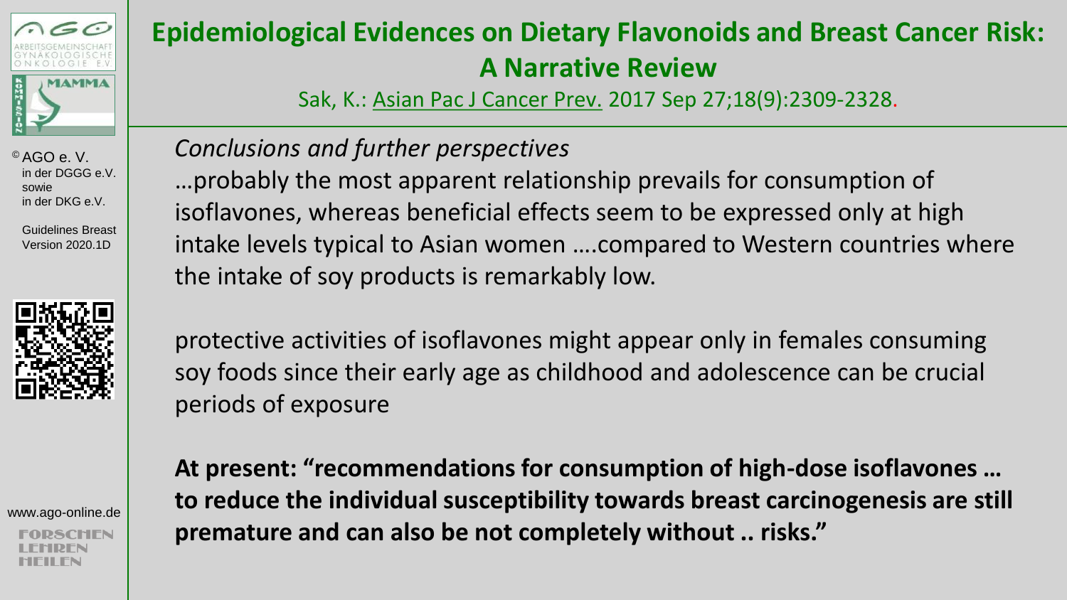# Epidemiological Evidences on Dietary Flavonoids and Breast Cancer Risk: A Narrative Review

Sak, K.: Asian Pac J Cancer Prev. 2017 Sep 27;18(9):2309-2328.

*Conclusions and further perspectives*

…probably the most apparent relationship prevails for consumption of isoflavones, whereas beneficial effects seem to be expressed only at high intake levels typical to Asian women ….compared to Western countries where the intake of soy products is remarkably low.

protective activities of isoflavones might appear only in females consuming soy foods since their early age as childhood and adolescence can be crucial periods of exposure

**At present: "recommendations for consumption of high-dose isoflavones … to reduce the individual susceptibility towards breast carcinogenesis are still premature and can also be not completely without .. risks."**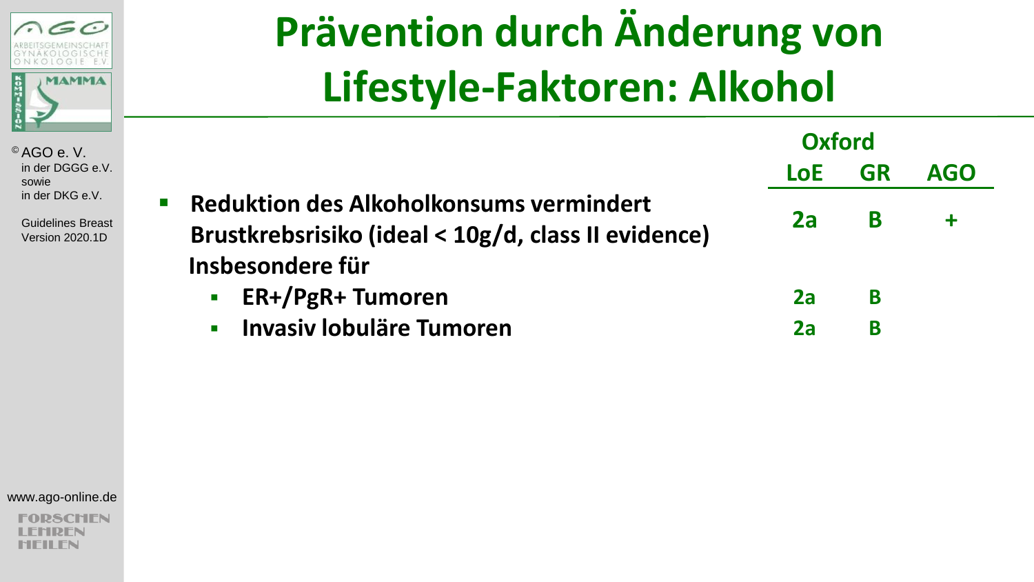# Prävention durch Änderung von Lifestyle-Faktoren: Alkohol

| | Oxford LoE | Oxford GR | AGO |
|---|---|---|---|
| **Reduktion des Alkoholkonsums vermindert Brustkrebsrisiko (ideal < 10g/d, class II evidence)** | 2a | B | + |
| **Insbesondere für** | | | |
| ▪ **ER+/PgR+ Tumoren** | 2a | B | |
| ▪ **Invasiv lobuläre Tumoren** | 2a | B | |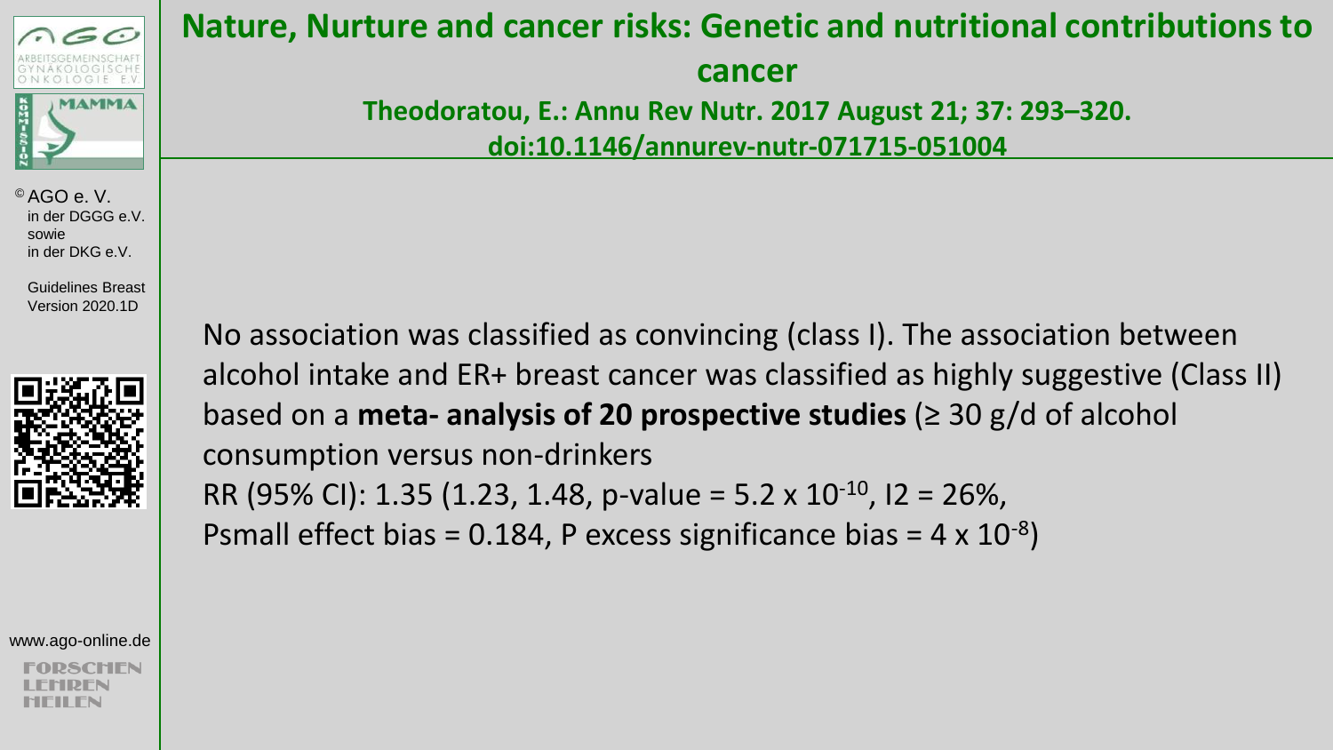# Nature, Nurture and cancer risks: Genetic and nutritional contributions to cancer

**Theodoratou, E.: Annu Rev Nutr. 2017 August 21; 37: 293–320. doi:10.1146/annurev-nutr-071715-051004**

No association was classified as convincing (class I). The association between alcohol intake and ER+ breast cancer was classified as highly suggestive (Class II) based on a **meta- analysis of 20 prospective studies** (≥ 30 g/d of alcohol consumption versus non-drinkers

RR (95% CI): 1.35 (1.23, 1.48, p-value = $5.2 \times 10^{-10}$, I2 = 26%, Psmall effect bias = 0.184, P excess significance bias = $4 \times 10^{-8}$)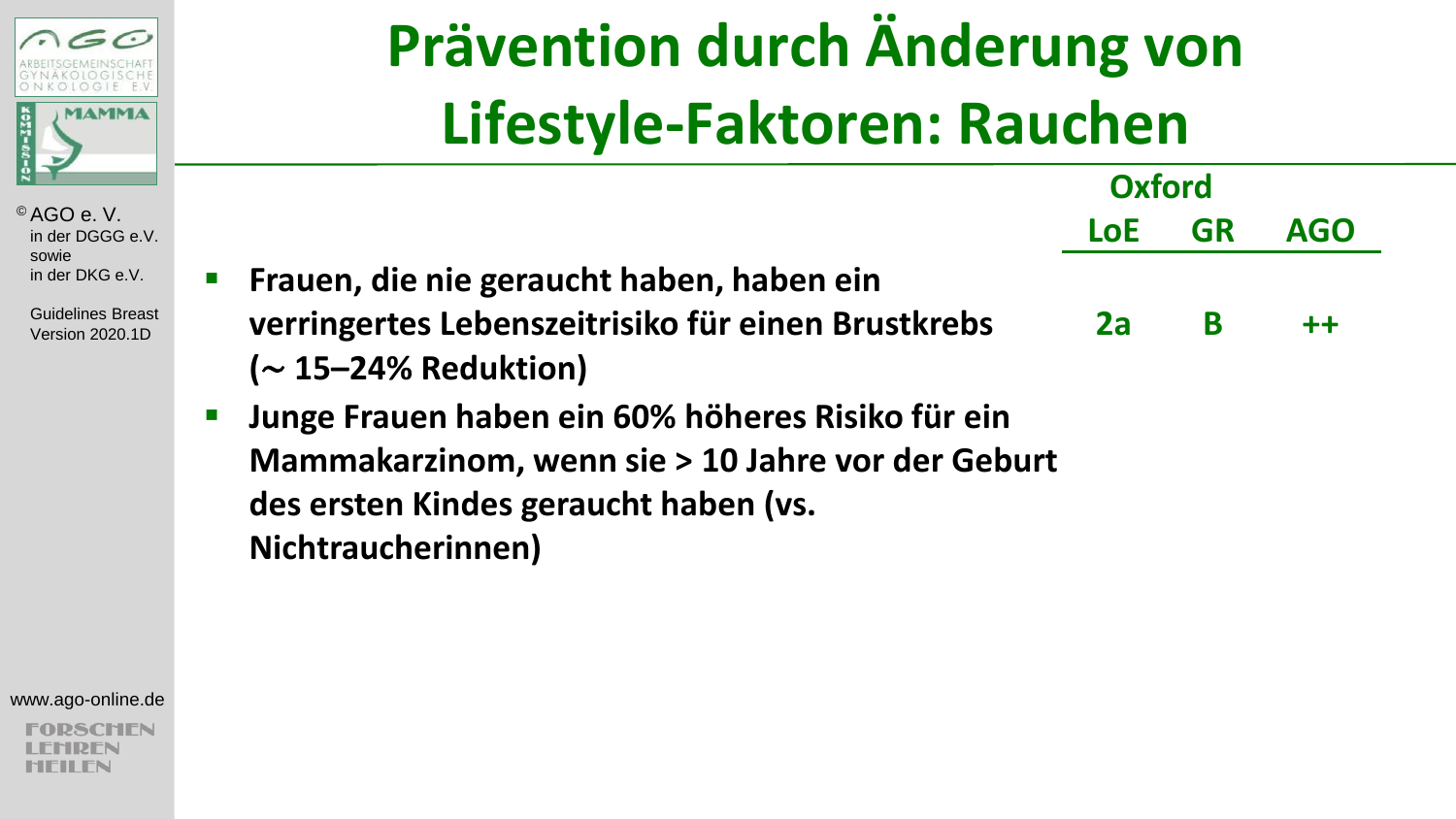# Prävention durch Änderung von Lifestyle-Faktoren: Rauchen

| | Oxford LoE | Oxford GR | AGO |
|---|---|---|---|
| Frauen, die nie geraucht haben, haben ein verringertes Lebenszeitrisiko für einen Brustkrebs (∼ 15–24% Reduktion) | 2a | B | ++ |
| Junge Frauen haben ein 60% höheres Risiko für ein Mammakarzinom, wenn sie > 10 Jahre vor der Geburt des ersten Kindes geraucht haben (vs. Nichtraucherinnen) | | | |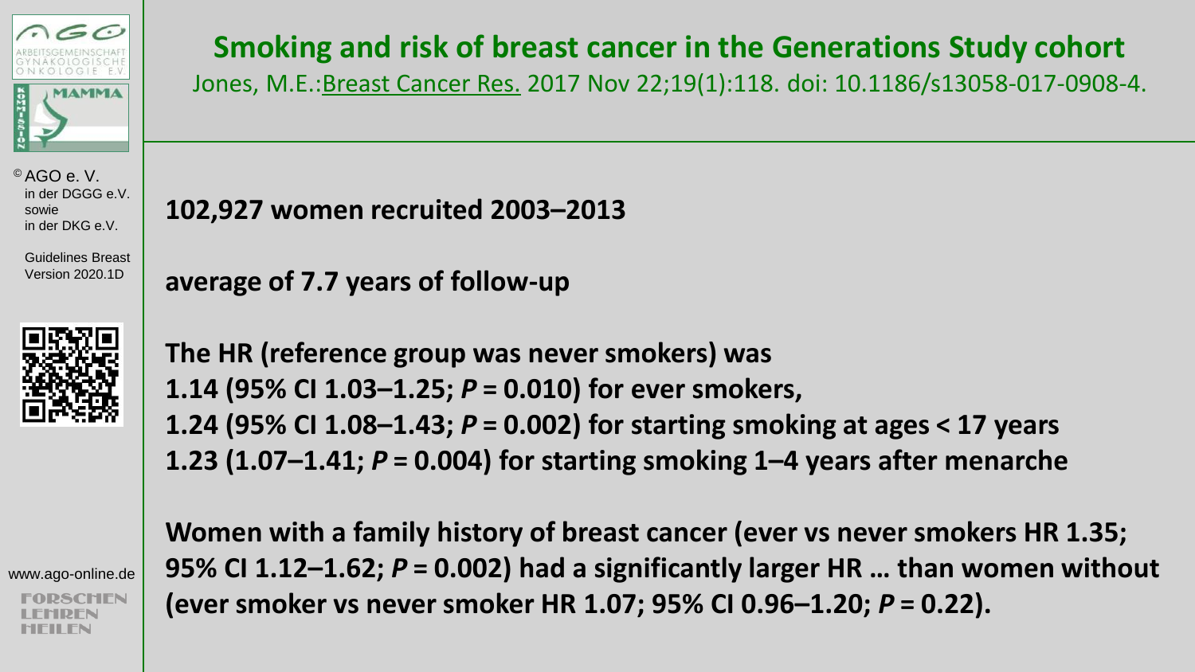# Smoking and risk of breast cancer in the Generations Study cohort

Jones, M.E.: Breast Cancer Res. 2017 Nov 22;19(1):118. doi: 10.1186/s13058-017-0908-4.

**102,927 women recruited 2003–2013**

**average of 7.7 years of follow-up**

**The HR (reference group was never smokers) was**
**1.14 (95% CI 1.03–1.25; *P* = 0.010) for ever smokers,**
**1.24 (95% CI 1.08–1.43; *P* = 0.002) for starting smoking at ages < 17 years**
**1.23 (1.07–1.41; *P* = 0.004) for starting smoking 1–4 years after menarche**

**Women with a family history of breast cancer (ever vs never smokers HR 1.35; 95% CI 1.12–1.62; *P* = 0.002) had a significantly larger HR … than women without (ever smoker vs never smoker HR 1.07; 95% CI 0.96–1.20; *P* = 0.22).**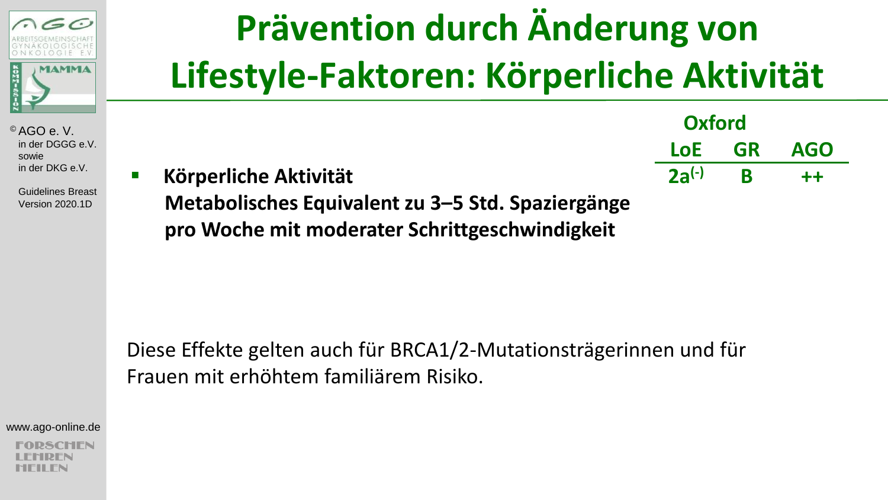# Prävention durch Änderung von Lifestyle-Faktoren: Körperliche Aktivität

| | Oxford LoE | Oxford GR | AGO |
|---|---|---|---|
| **Körperliche Aktivität** **Metabolisches Equivalent zu 3–5 Std. Spaziergänge pro Woche mit moderater Schrittgeschwindigkeit** | 2a(-) | B | ++ |

Diese Effekte gelten auch für BRCA1/2-Mutationsträgerinnen und für Frauen mit erhöhtem familiärem Risiko.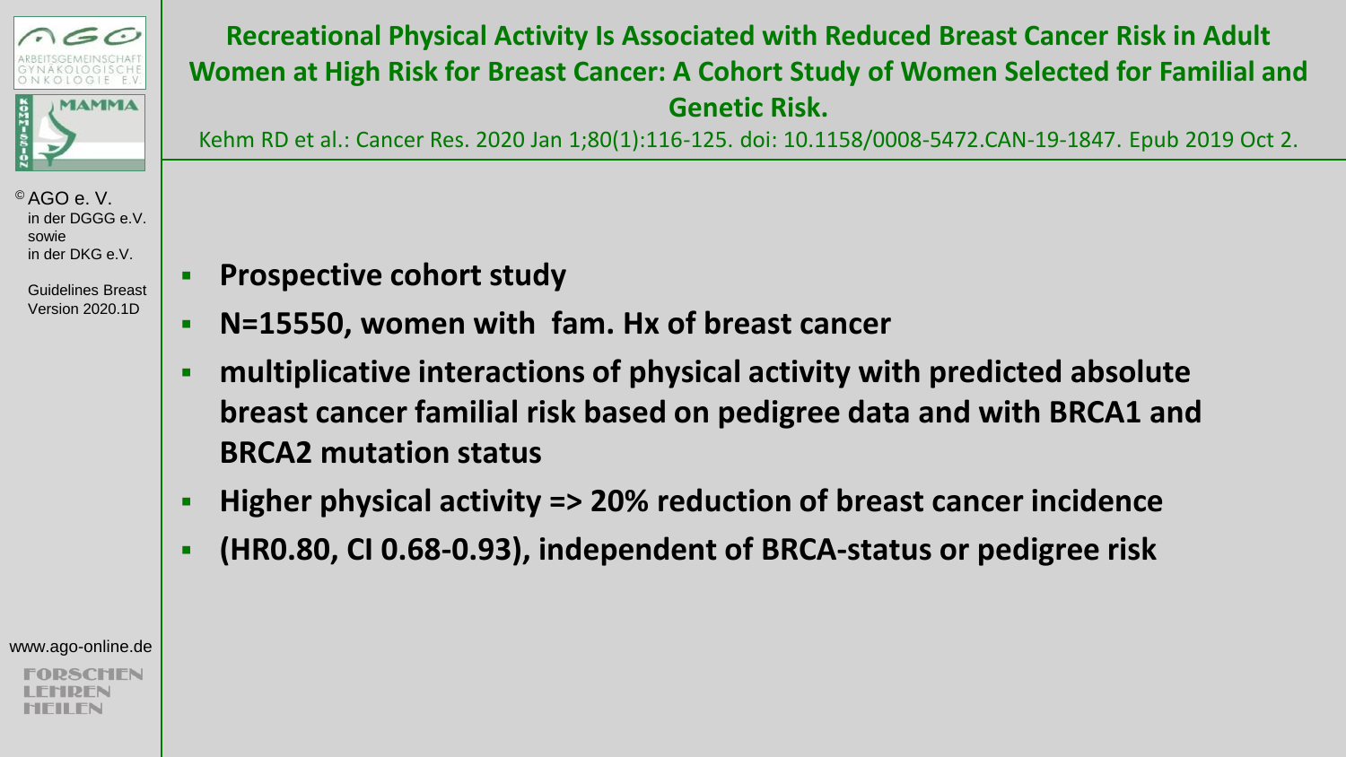# Recreational Physical Activity Is Associated with Reduced Breast Cancer Risk in Adult Women at High Risk for Breast Cancer: A Cohort Study of Women Selected for Familial and Genetic Risk.

Kehm RD et al.: Cancer Res. 2020 Jan 1;80(1):116-125. doi: 10.1158/0008-5472.CAN-19-1847. Epub 2019 Oct 2.

- **Prospective cohort study**
- **N=15550, women with fam. Hx of breast cancer**
- **multiplicative interactions of physical activity with predicted absolute breast cancer familial risk based on pedigree data and with BRCA1 and BRCA2 mutation status**
- **Higher physical activity => 20% reduction of breast cancer incidence**
- **(HR0.80, CI 0.68-0.93), independent of BRCA-status or pedigree risk**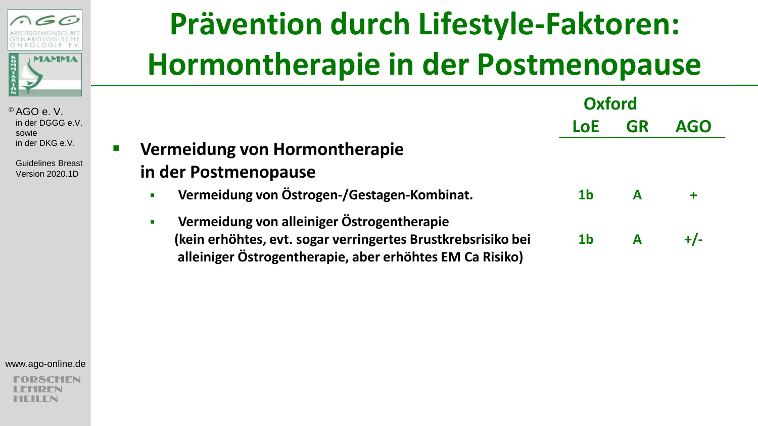# Prävention durch Lifestyle-Faktoren: Hormontherapie in der Postmenopause

© AGO e. V.
in der DGGG e.V.
sowie
in der DKG e.V.

Guidelines Breast
Version 2020.1D

| | Oxford LoE | Oxford GR | AGO |
|---|---|---|---|
| **Vermeidung von Hormontherapie in der Postmenopause** | | | |
| **Vermeidung von Östrogen-/Gestagen-Kombinat.** | **1b** | **A** | **+** |
| **Vermeidung von alleiniger Östrogentherapie (kein erhöhtes, evt. sogar verringertes Brustkrebsrisiko bei alleiniger Östrogentherapie, aber erhöhtes EM Ca Risiko)** | **1b** | **A** | **+/-** |

www.ago-online.de

FORSCHEN
LEHREN
HEILEN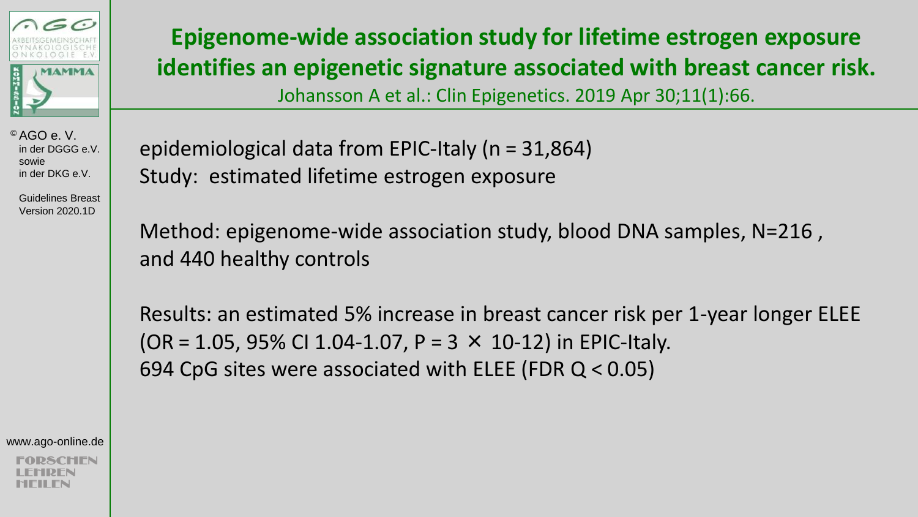## Epigenome-wide association study for lifetime estrogen exposure identifies an epigenetic signature associated with breast cancer risk.

Johansson A et al.: Clin Epigenetics. 2019 Apr 30;11(1):66.

epidemiological data from EPIC-Italy (n = 31,864)
Study: estimated lifetime estrogen exposure

Method: epigenome-wide association study, blood DNA samples, N=216 , and 440 healthy controls

Results: an estimated 5% increase in breast cancer risk per 1-year longer ELEE (OR = 1.05, 95% CI 1.04-1.07, $P = 3 \times 10^{-12}$) in EPIC-Italy.
694 CpG sites were associated with ELEE (FDR $Q < 0.05$)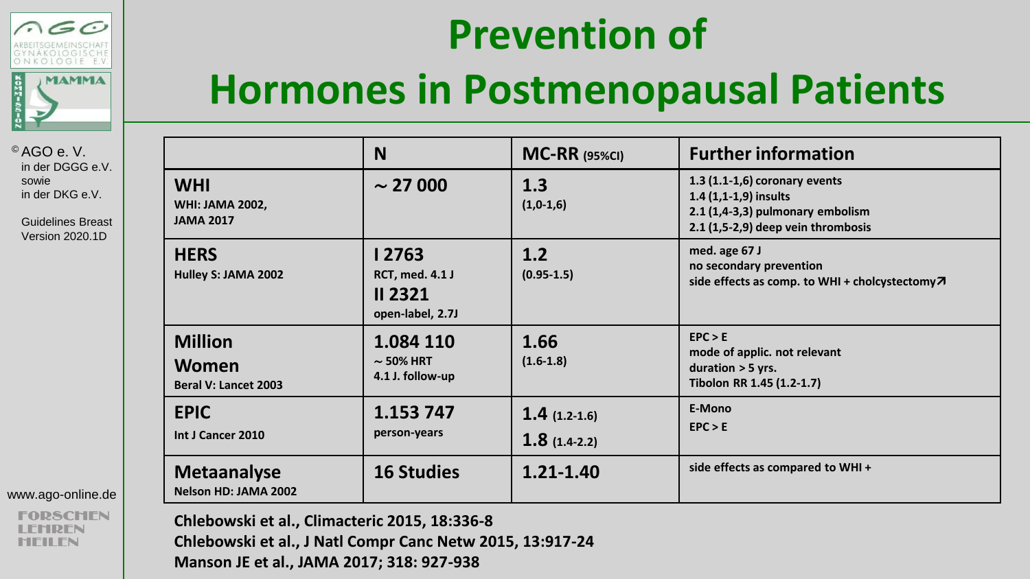# Prevention of Hormones in Postmenopausal Patients

| | N | MC-RR (95%CI) | Further information |
|---|---|---|---|
| **WHI**<br>WHI: JAMA 2002,<br>JAMA 2017 | ~ 27 000 | 1.3<br>(1,0-1,6) | 1.3 (1.1-1,6) coronary events<br>1.4 (1,1-1,9) insults<br>2.1 (1,4-3,3) pulmonary embolism<br>2.1 (1,5-2,9) deep vein thrombosis |
| **HERS**<br>Hulley S: JAMA 2002 | I 2763<br>RCT, med. 4.1 J<br>II 2321<br>open-label, 2.7J | 1.2<br>(0.95-1.5) | med. age 67 J<br>no secondary prevention<br>side effects as comp. to WHI + cholcystectomy↗ |
| **Million Women**<br>Beral V: Lancet 2003 | 1.084 110<br>~ 50% HRT<br>4.1 J. follow-up | 1.66<br>(1.6-1.8) | EPC > E<br>mode of applic. not relevant<br>duration > 5 yrs.<br>Tibolon RR 1.45 (1.2-1.7) |
| **EPIC**<br>Int J Cancer 2010 | 1.153 747<br>person-years | 1.4 (1.2-1.6)<br>1.8 (1.4-2.2) | E-Mono<br>EPC > E |
| **Metaanalyse**<br>Nelson HD: JAMA 2002 | 16 Studies | 1.21-1.40 | side effects as compared to WHI + |

Chlebowski et al., Climacteric 2015, 18:336-8
Chlebowski et al., J Natl Compr Canc Netw 2015, 13:917-24
Manson JE et al., JAMA 2017; 318: 927-938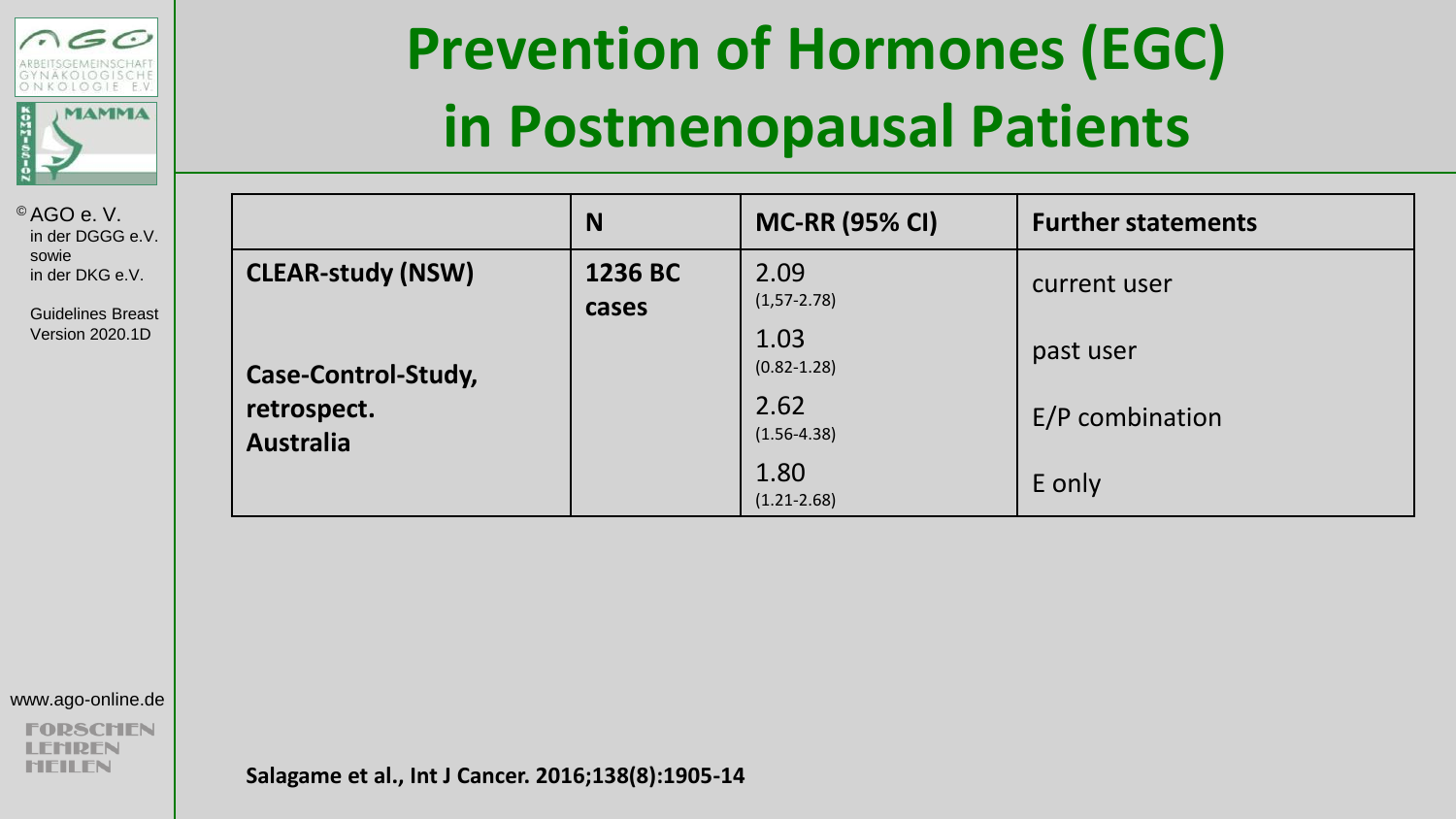# Prevention of Hormones (EGC) in Postmenopausal Patients

| | N | MC-RR (95% CI) | Further statements |
|---|---|---|---|
| CLEAR-study (NSW) | 1236 BC cases | 2.09 (1,57-2.78) | current user |
| Case-Control-Study, retrospect. Australia | | 1.03 (0.82-1.28) | past user |
| | | 2.62 (1.56-4.38) | E/P combination |
| | | 1.80 (1.21-2.68) | E only |

**Salagame et al., Int J Cancer. 2016;138(8):1905-14**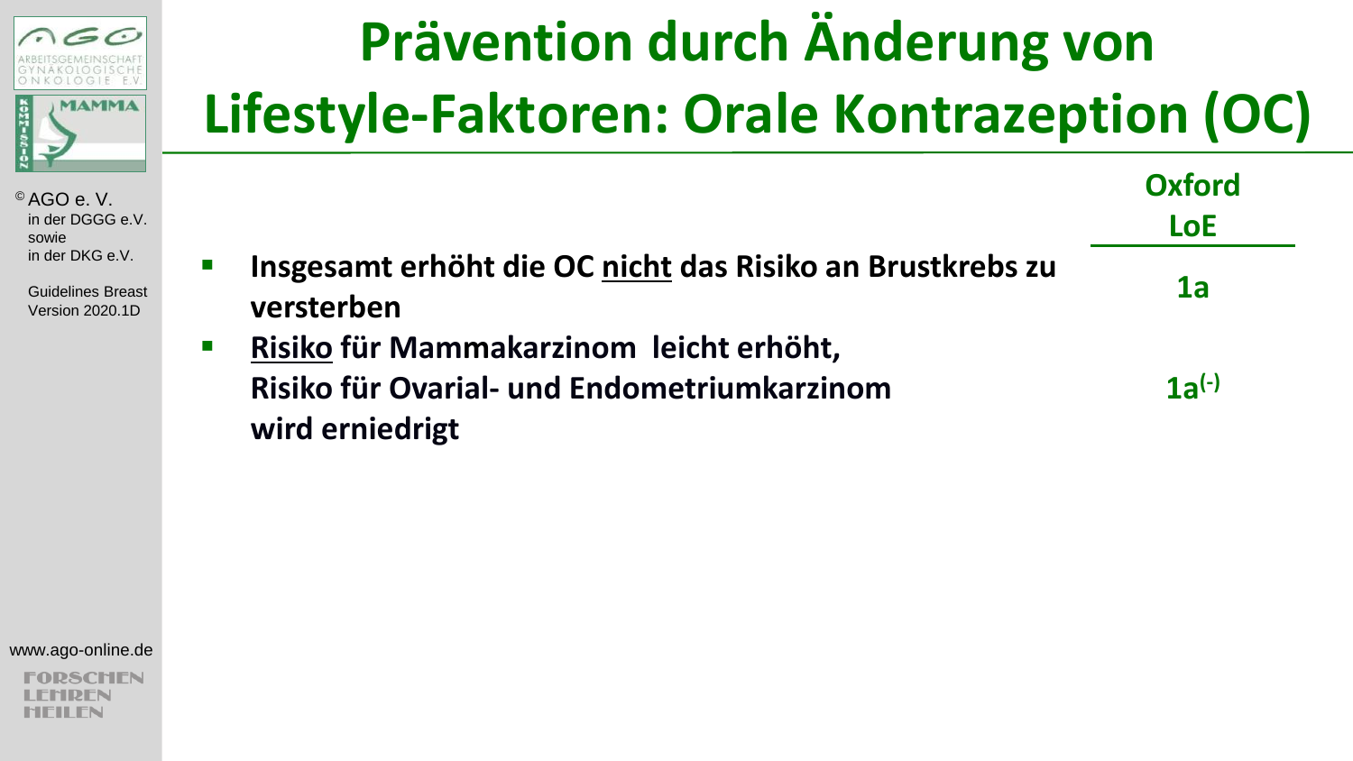# Prävention durch Änderung von Lifestyle-Faktoren: Orale Kontrazeption (OC)

| | Oxford LoE |
|---|---|
| ▪ **Insgesamt erhöht die OC <u>nicht</u> das Risiko an Brustkrebs zu versterben** | **1a** |
| ▪ **<u>Risiko</u> für Mammakarzinom leicht erhöht, Risiko für Ovarial- und Endometriumkarzinom wird erniedrigt** | **1a(-)** |